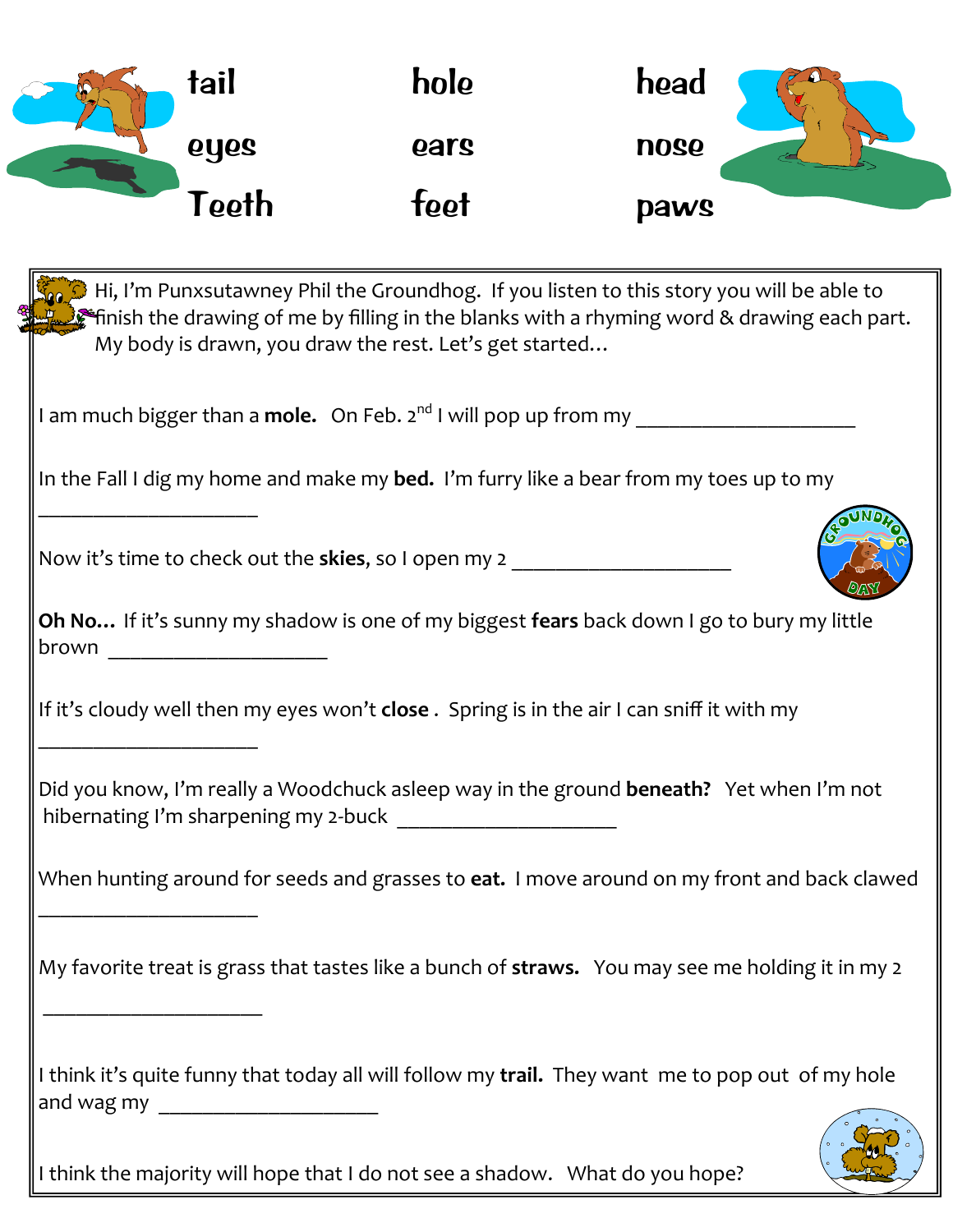| | | |
|---|---|---|
| tail | hole | head |
| eyes | ears | nose |
| Teeth | feet | paws |

Hi, I'm Punxsutawney Phil the Groundhog. If you listen to this story you will be able to finish the drawing of me by filling in the blanks with a rhyming word & drawing each part. My body is drawn, you draw the rest. Let's get started…

I am much bigger than a **mole.** On Feb. 2nd I will pop up from my ____________________

In the Fall I dig my home and make my **bed.** I'm furry like a bear from my toes up to my ____________________

Now it's time to check out the **skies**, so I open my 2 ____________________

**Oh No…** If it's sunny my shadow is one of my biggest **fears** back down I go to bury my little brown ____________________

If it's cloudy well then my eyes won't **close** . Spring is in the air I can sniff it with my ____________________

Did you know, I'm really a Woodchuck asleep way in the ground **beneath?** Yet when I'm not hibernating I'm sharpening my 2-buck ____________________

When hunting around for seeds and grasses to **eat.** I move around on my front and back clawed ____________________

My favorite treat is grass that tastes like a bunch of **straws.** You may see me holding it in my 2 ____________________

I think it's quite funny that today all will follow my **trail.** They want me to pop out of my hole and wag my ____________________

I think the majority will hope that I do not see a shadow. What do you hope?